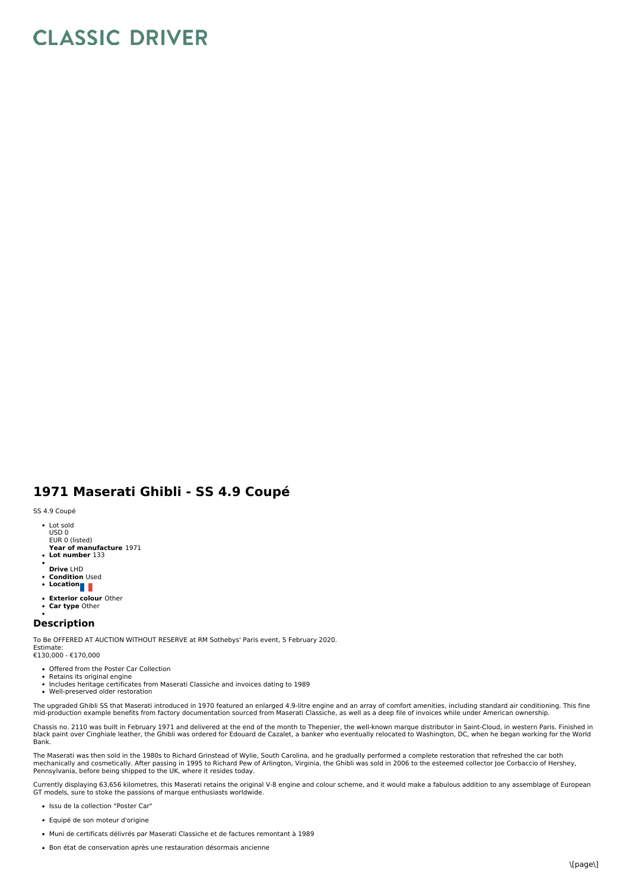# CLASSIC DRIVER

## 1971 Maserati Ghibli - SS 4.9 Coupé

SS 4.9 Coupé

- Lot sold
  USD 0
  EUR 0 (listed)
  **Year of manufacture** 1971
- **Lot number** 133
- 
  **Drive** LHD
- **Condition** Used
- **Location**
- **Exterior colour** Other
- **Car type** Other
- 

### Description

To Be OFFERED AT AUCTION WITHOUT RESERVE at RM Sothebys' Paris event, 5 February 2020.
Estimate:
€130,000 - €170,000

- Offered from the Poster Car Collection
- Retains its original engine
- Includes heritage certificates from Maserati Classiche and invoices dating to 1989
- Well-preserved older restoration

The upgraded Ghibli SS that Maserati introduced in 1970 featured an enlarged 4.9-litre engine and an array of comfort amenities, including standard air conditioning. This fine mid-production example benefits from factory documentation sourced from Maserati Classiche, as well as a deep file of invoices while under American ownership.

Chassis no. 2110 was built in February 1971 and delivered at the end of the month to Thepenier, the well-known marque distributor in Saint-Cloud, in western Paris. Finished in black paint over Cinghiale leather, the Ghibli was ordered for Edouard de Cazalet, a banker who eventually relocated to Washington, DC, when he began working for the World Bank.

The Maserati was then sold in the 1980s to Richard Grinstead of Wylie, South Carolina, and he gradually performed a complete restoration that refreshed the car both mechanically and cosmetically. After passing in 1995 to Richard Pew of Arlington, Virginia, the Ghibli was sold in 2006 to the esteemed collector Joe Corbaccio of Hershey, Pennsylvania, before being shipped to the UK, where it resides today.

Currently displaying 63,656 kilometres, this Maserati retains the original V-8 engine and colour scheme, and it would make a fabulous addition to any assemblage of European GT models, sure to stoke the passions of marque enthusiasts worldwide.

- Issu de la collection "Poster Car"
- Equipé de son moteur d'origine
- Muni de certificats délivrés par Maserati Classiche et de factures remontant à 1989
- Bon état de conservation après une restauration désormais ancienne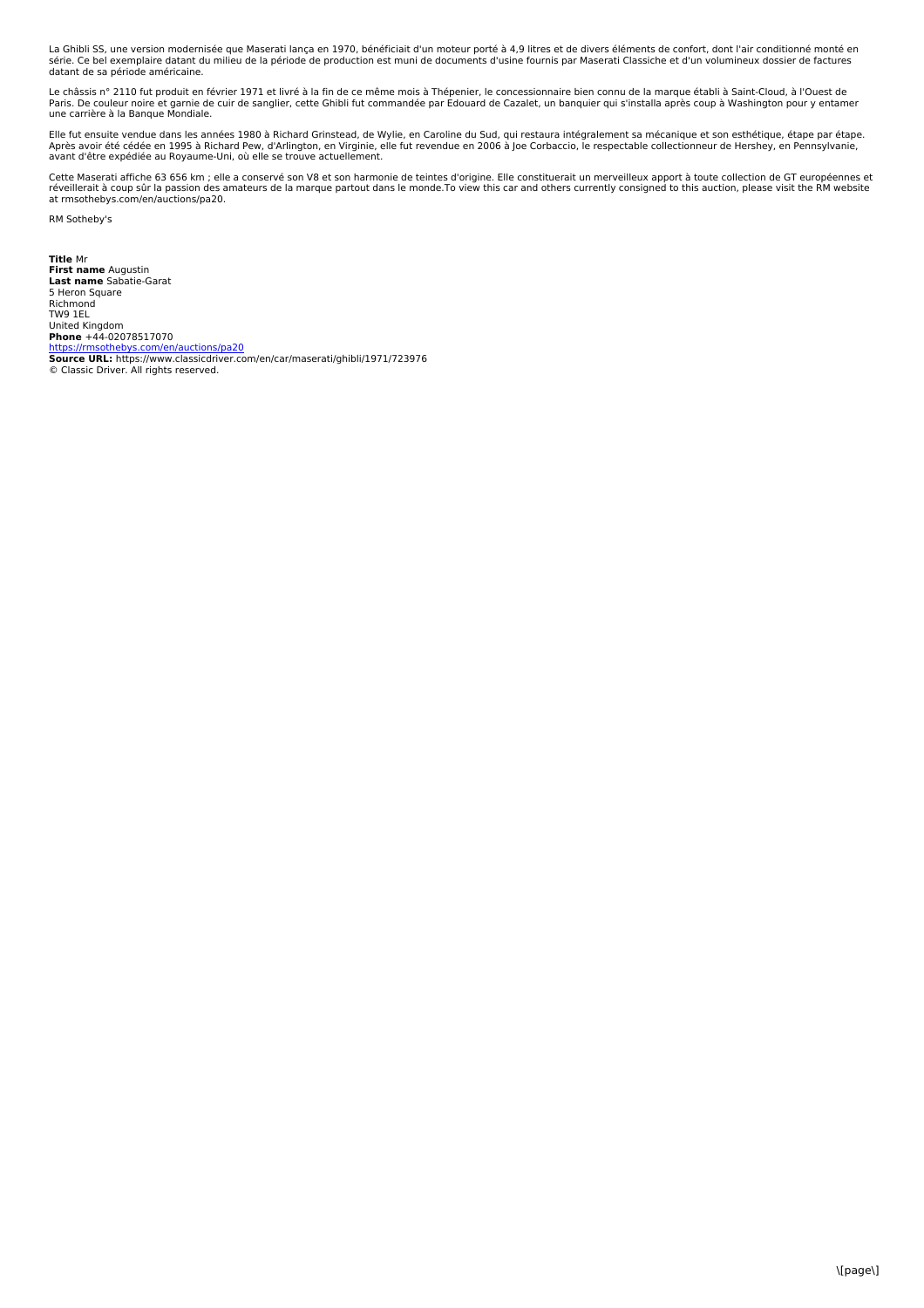La Ghibli SS, une version modernisée que Maserati lança en 1970, bénéficiait d'un moteur porté à 4,9 litres et de divers éléments de confort, dont l'air conditionné monté en série. Ce bel exemplaire datant du milieu de la période de production est muni de documents d'usine fournis par Maserati Classiche et d'un volumineux dossier de factures datant de sa période américaine.

Le châssis n° 2110 fut produit en février 1971 et livré à la fin de ce même mois à Thépenier, le concessionnaire bien connu de la marque établi à Saint-Cloud, à l'Ouest de Paris. De couleur noire et garnie de cuir de sanglier, cette Ghibli fut commandée par Edouard de Cazalet, un banquier qui s'installa après coup à Washington pour y entamer une carrière à la Banque Mondiale.

Elle fut ensuite vendue dans les années 1980 à Richard Grinstead, de Wylie, en Caroline du Sud, qui restaura intégralement sa mécanique et son esthétique, étape par étape. Après avoir été cédée en 1995 à Richard Pew, d'Arlington, en Virginie, elle fut revendue en 2006 à Joe Corbaccio, le respectable collectionneur de Hershey, en Pennsylvanie, avant d'être expédiée au Royaume-Uni, où elle se trouve actuellement.

Cette Maserati affiche 63 656 km ; elle a conservé son V8 et son harmonie de teintes d'origine. Elle constituerait un merveilleux apport à toute collection de GT européennes et réveillerait à coup sûr la passion des amateurs de la marque partout dans le monde.To view this car and others currently consigned to this auction, please visit the RM website at rmsothebys.com/en/auctions/pa20.

RM Sotheby's

**Title** Mr
**First name** Augustin
**Last name** Sabatie-Garat
5 Heron Square
Richmond
TW9 1EL
United Kingdom
**Phone** +44-02078517070
https://rmsothebys.com/en/auctions/pa20
**Source URL:** https://www.classicdriver.com/en/car/maserati/ghibli/1971/723976
© Classic Driver. All rights reserved.